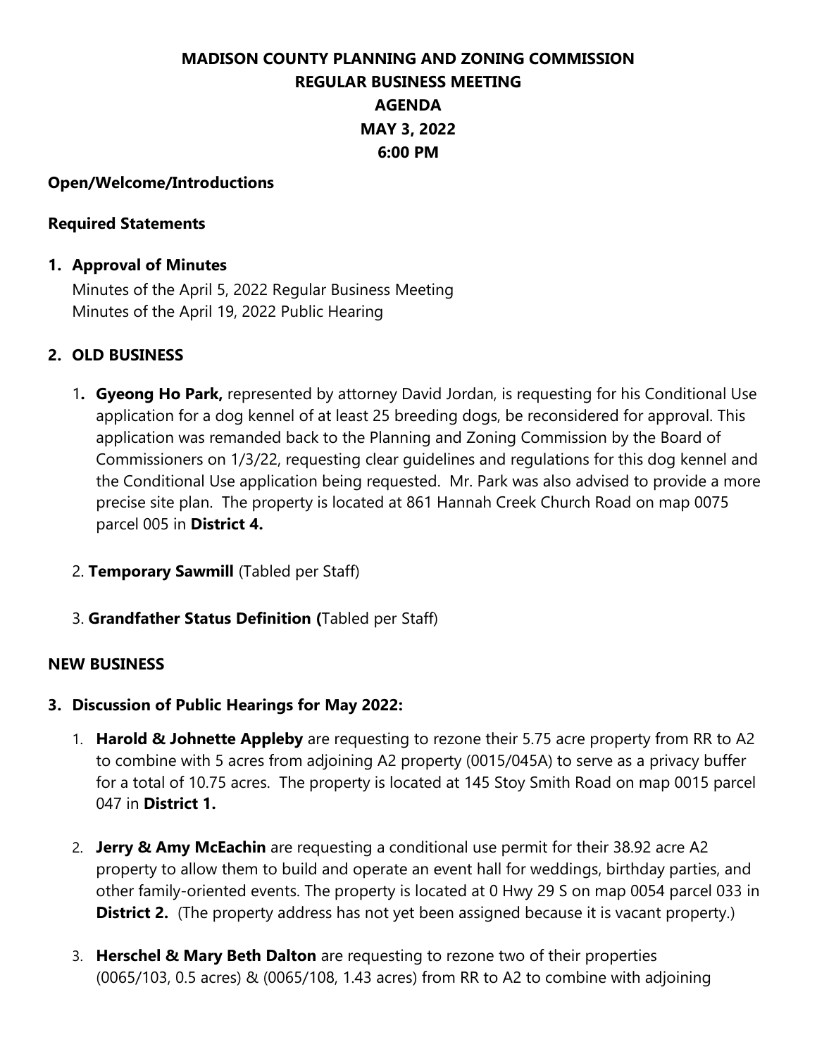# MADISON COUNTY PLANNING AND ZONING COMMISSION
## REGULAR BUSINESS MEETING
## AGENDA
## MAY 3, 2022
## 6:00 PM

**Open/Welcome/Introductions**

**Required Statements**

1. **Approval of Minutes**
   Minutes of the April 5, 2022 Regular Business Meeting
   Minutes of the April 19, 2022 Public Hearing

2. **OLD BUSINESS**

   1. **Gyeong Ho Park,** represented by attorney David Jordan, is requesting for his Conditional Use application for a dog kennel of at least 25 breeding dogs, be reconsidered for approval. This application was remanded back to the Planning and Zoning Commission by the Board of Commissioners on 1/3/22, requesting clear guidelines and regulations for this dog kennel and the Conditional Use application being requested. Mr. Park was also advised to provide a more precise site plan. The property is located at 861 Hannah Creek Church Road on map 0075 parcel 005 in **District 4.**

   2. **Temporary Sawmill** (Tabled per Staff)

   3. **Grandfather Status Definition (**Tabled per Staff)

**NEW BUSINESS**

3. **Discussion of Public Hearings for May 2022:**

   1. **Harold & Johnette Appleby** are requesting to rezone their 5.75 acre property from RR to A2 to combine with 5 acres from adjoining A2 property (0015/045A) to serve as a privacy buffer for a total of 10.75 acres. The property is located at 145 Stoy Smith Road on map 0015 parcel 047 in **District 1.**

   2. **Jerry & Amy McEachin** are requesting a conditional use permit for their 38.92 acre A2 property to allow them to build and operate an event hall for weddings, birthday parties, and other family-oriented events. The property is located at 0 Hwy 29 S on map 0054 parcel 033 in **District 2.** (The property address has not yet been assigned because it is vacant property.)

   3. **Herschel & Mary Beth Dalton** are requesting to rezone two of their properties (0065/103, 0.5 acres) & (0065/108, 1.43 acres) from RR to A2 to combine with adjoining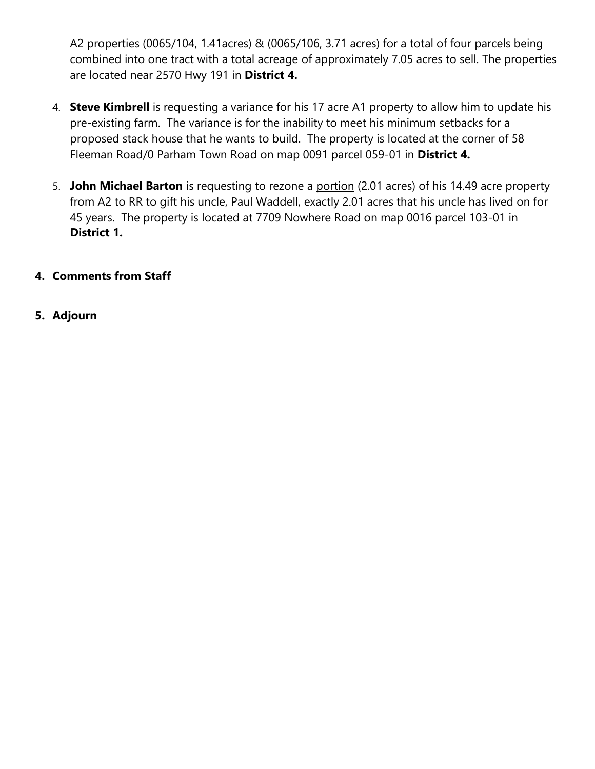A2 properties (0065/104, 1.41acres) & (0065/106, 3.71 acres) for a total of four parcels being combined into one tract with a total acreage of approximately 7.05 acres to sell. The properties are located near 2570 Hwy 191 in **District 4.**

4. **Steve Kimbrell** is requesting a variance for his 17 acre A1 property to allow him to update his pre-existing farm. The variance is for the inability to meet his minimum setbacks for a proposed stack house that he wants to build. The property is located at the corner of 58 Fleeman Road/0 Parham Town Road on map 0091 parcel 059-01 in **District 4.**

5. **John Michael Barton** is requesting to rezone a portion (2.01 acres) of his 14.49 acre property from A2 to RR to gift his uncle, Paul Waddell, exactly 2.01 acres that his uncle has lived on for 45 years. The property is located at 7709 Nowhere Road on map 0016 parcel 103-01 in **District 1.**

**4. Comments from Staff**

**5. Adjourn**